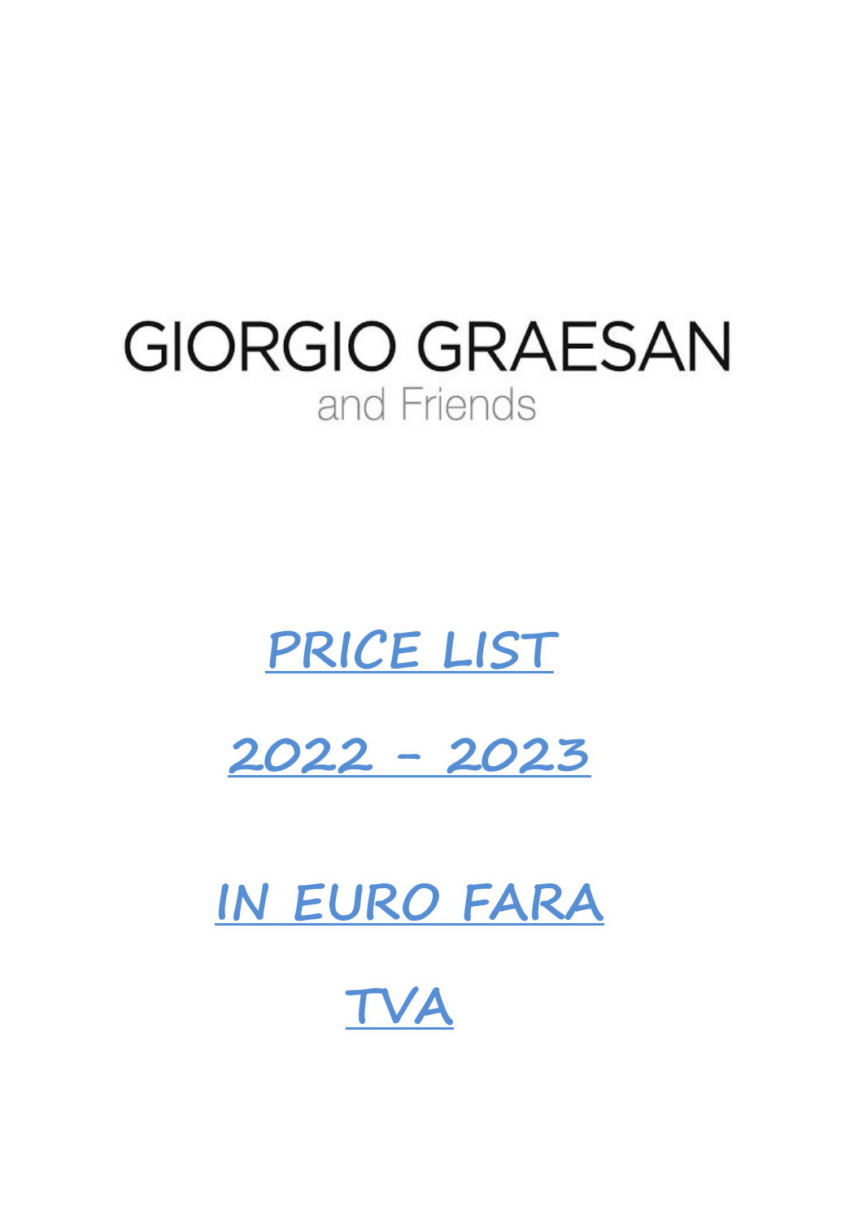# GIORGIO GRAESAN

and Friends

## PRICE LIST

## 2022 - 2023

## IN EURO FARA TVA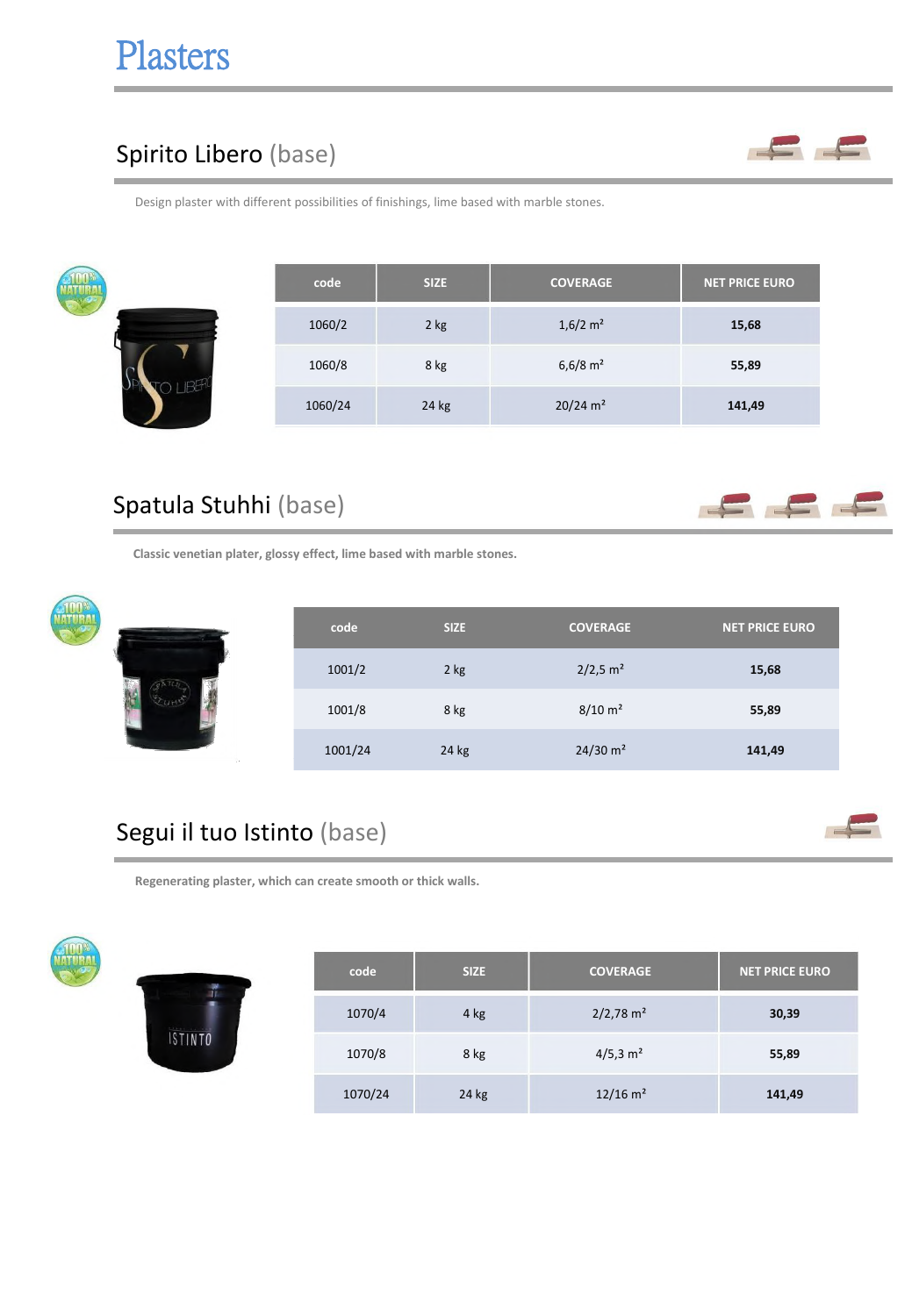# Plasters

## Spirito Libero (base)

Design plaster with different possibilities of finishings, lime based with marble stones.

| code | SIZE | COVERAGE | NET PRICE EURO |
|---|---|---|---|
| 1060/2 | 2 kg | 1,6/2 m² | **15,68** |
| 1060/8 | 8 kg | 6,6/8 m² | **55,89** |
| 1060/24 | 24 kg | 20/24 m² | **141,49** |

## Spatula Stuhhi (base)

**Classic venetian plater, glossy effect, lime based with marble stones.**

| code | SIZE | COVERAGE | NET PRICE EURO |
|---|---|---|---|
| 1001/2 | 2 kg | 2/2,5 m² | **15,68** |
| 1001/8 | 8 kg | 8/10 m² | **55,89** |
| 1001/24 | 24 kg | 24/30 m² | **141,49** |

## Segui il tuo Istinto (base)

**Regenerating plaster, which can create smooth or thick walls.**

| code | SIZE | COVERAGE | NET PRICE EURO |
|---|---|---|---|
| 1070/4 | 4 kg | 2/2,78 m² | **30,39** |
| 1070/8 | 8 kg | 4/5,3 m² | **55,89** |
| 1070/24 | 24 kg | 12/16 m² | **141,49** |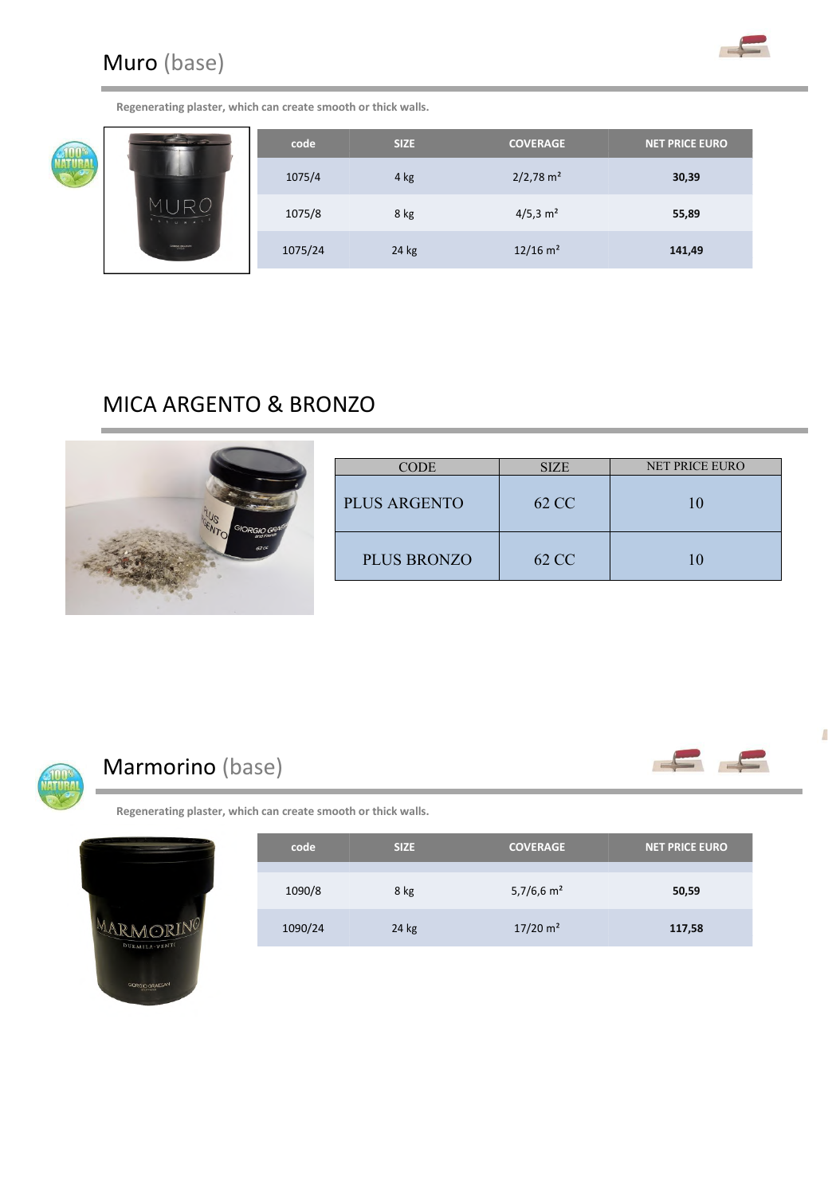## Muro (base)

**Regenerating plaster, which can create smooth or thick walls.**

| code | SIZE | COVERAGE | NET PRICE EURO |
|---|---|---|---|
| 1075/4 | 4 kg | 2/2,78 m² | **30,39** |
| 1075/8 | 8 kg | 4/5,3 m² | **55,89** |
| 1075/24 | 24 kg | 12/16 m² | **141,49** |

## MICA ARGENTO & BRONZO

| CODE | SIZE | NET PRICE EURO |
|---|---|---|
| PLUS ARGENTO | 62 CC | 10 |
| PLUS BRONZO | 62 CC | 10 |

## Marmorino (base)

**Regenerating plaster, which can create smooth or thick walls.**

| code | SIZE | COVERAGE | NET PRICE EURO |
|---|---|---|---|
| 1090/8 | 8 kg | 5,7/6,6 m² | **50,59** |
| 1090/24 | 24 kg | 17/20 m² | **117,58** |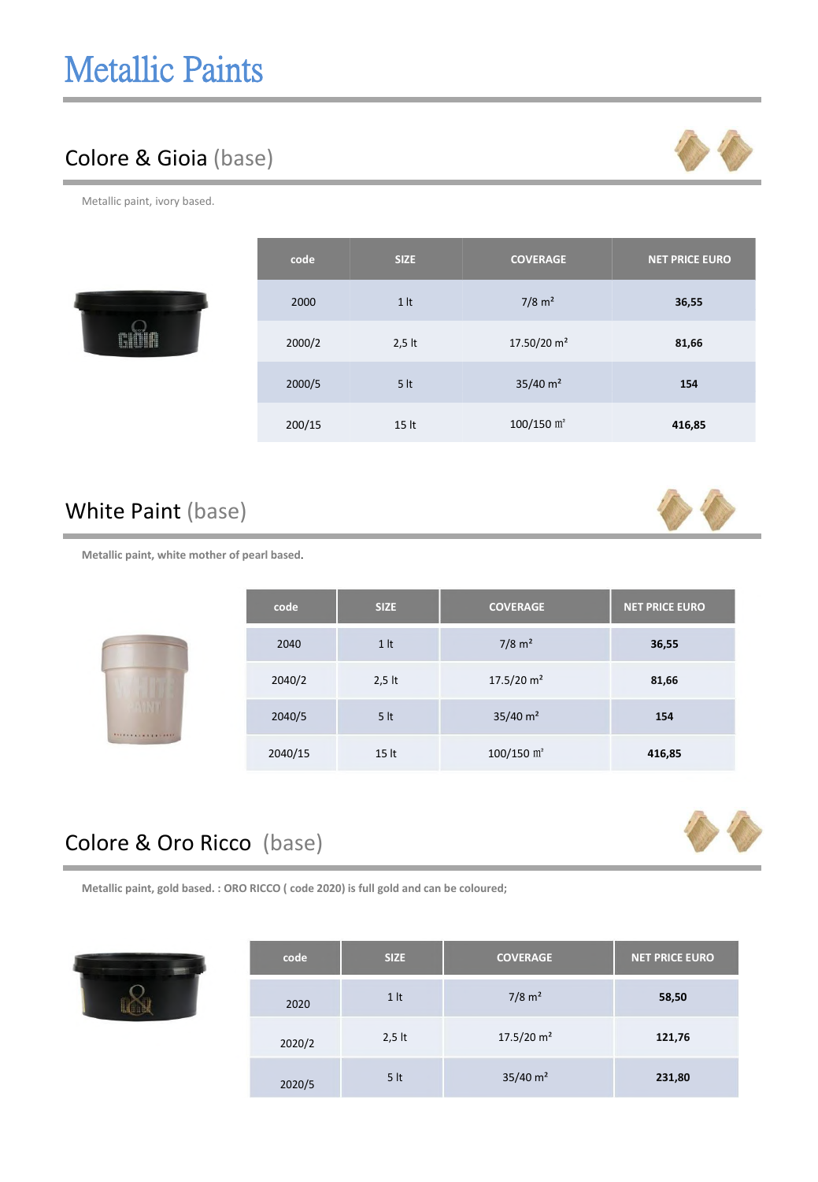# Metallic Paints

## Colore & Gioia (base)

Metallic paint, ivory based.

| code | SIZE | COVERAGE | NET PRICE EURO |
|---|---|---|---|
| 2000 | 1 lt | 7/8 m² | **36,55** |
| 2000/2 | 2,5 lt | 17.50/20 m² | **81,66** |
| 2000/5 | 5 lt | 35/40 m² | **154** |
| 200/15 | 15 lt | 100/150 ㎡ | **416,85** |

## White Paint (base)

**Metallic paint, white mother of pearl based.**

| code | SIZE | COVERAGE | NET PRICE EURO |
|---|---|---|---|
| 2040 | 1 lt | 7/8 m² | **36,55** |
| 2040/2 | 2,5 lt | 17.5/20 m² | **81,66** |
| 2040/5 | 5 lt | 35/40 m² | **154** |
| 2040/15 | 15 lt | 100/150 ㎡ | **416,85** |

## Colore & Oro Ricco (base)

**Metallic paint, gold based. : ORO RICCO ( code 2020) is full gold and can be coloured;**

| code | SIZE | COVERAGE | NET PRICE EURO |
|---|---|---|---|
| 2020 | 1 lt | 7/8 m² | **58,50** |
| 2020/2 | 2,5 lt | 17.5/20 m² | **121,76** |
| 2020/5 | 5 lt | 35/40 m² | **231,80** |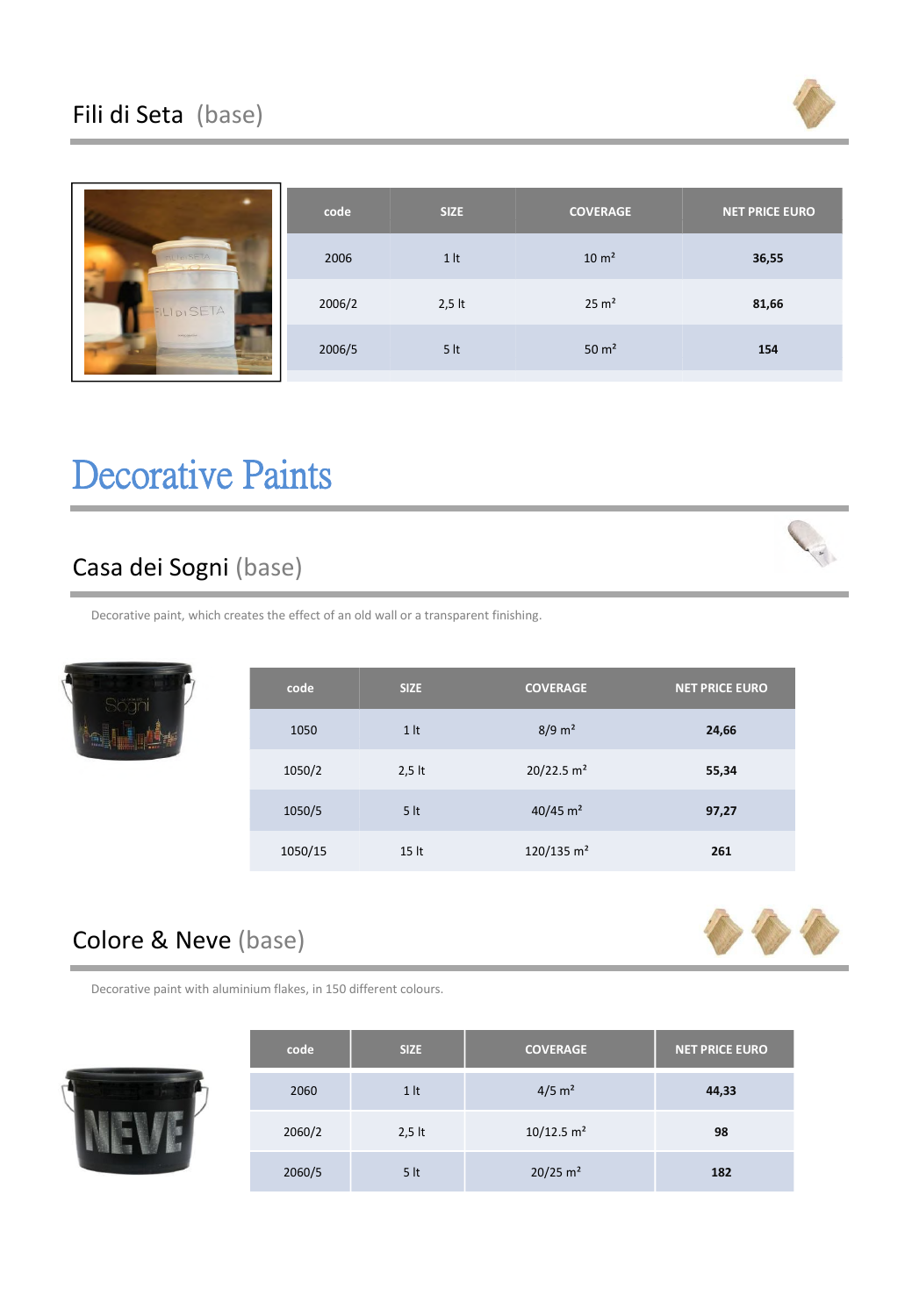## Fili di Seta (base)

| code | SIZE | COVERAGE | NET PRICE EURO |
|---|---|---|---|
| 2006 | 1 lt | 10 m² | **36,55** |
| 2006/2 | 2,5 lt | 25 m² | **81,66** |
| 2006/5 | 5 lt | 50 m² | **154** |

# Decorative Paints

## Casa dei Sogni (base)

Decorative paint, which creates the effect of an old wall or a transparent finishing.

| code | SIZE | COVERAGE | NET PRICE EURO |
|---|---|---|---|
| 1050 | 1 lt | 8/9 m² | **24,66** |
| 1050/2 | 2,5 lt | 20/22.5 m² | **55,34** |
| 1050/5 | 5 lt | 40/45 m² | **97,27** |
| 1050/15 | 15 lt | 120/135 m² | **261** |

## Colore & Neve (base)

Decorative paint with aluminium flakes, in 150 different colours.

| code | SIZE | COVERAGE | NET PRICE EURO |
|---|---|---|---|
| 2060 | 1 lt | 4/5 m² | **44,33** |
| 2060/2 | 2,5 lt | 10/12.5 m² | **98** |
| 2060/5 | 5 lt | 20/25 m² | **182** |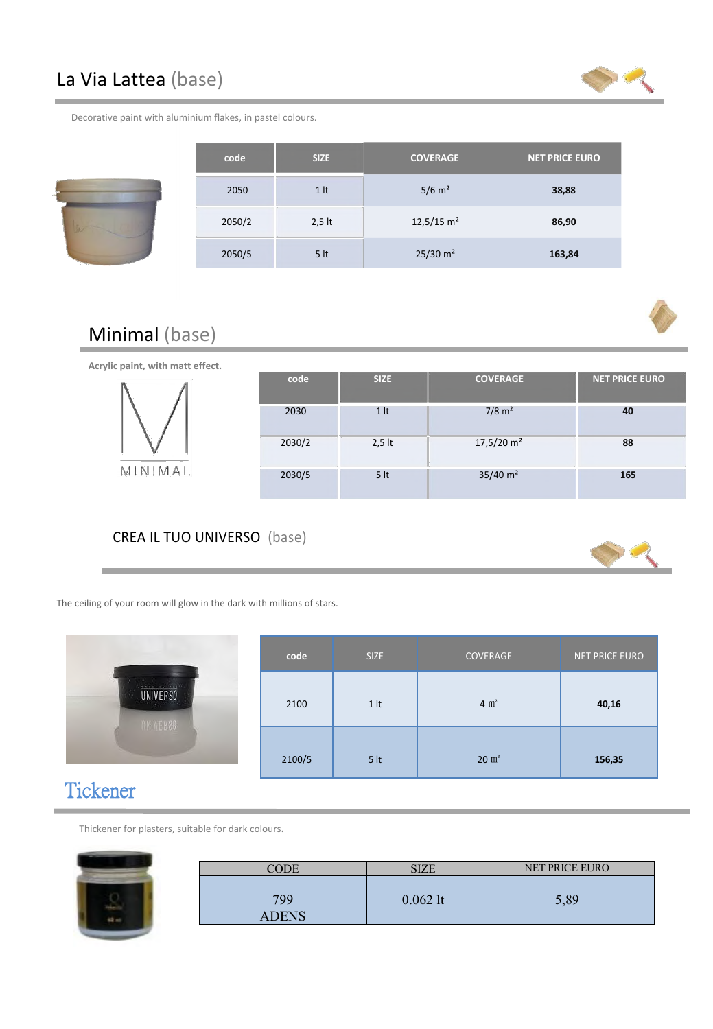## La Via Lattea (base)

Decorative paint with aluminium flakes, in pastel colours.

| code | SIZE | COVERAGE | NET PRICE EURO |
|---|---|---|---|
| 2050 | 1 lt | 5/6 m² | **38,88** |
| 2050/2 | 2,5 lt | 12,5/15 m² | **86,90** |
| 2050/5 | 5 lt | 25/30 m² | **163,84** |

## Minimal (base)

**Acrylic paint, with matt effect.**

MINIMAL

| code | SIZE | COVERAGE | NET PRICE EURO |
|---|---|---|---|
| 2030 | 1 lt | 7/8 m² | **40** |
| 2030/2 | 2,5 lt | 17,5/20 m² | **88** |
| 2030/5 | 5 lt | 35/40 m² | **165** |

## CREA IL TUO UNIVERSO (base)

The ceiling of your room will glow in the dark with millions of stars.

| code | SIZE | COVERAGE | NET PRICE EURO |
|---|---|---|---|
| 2100 | 1 lt | 4 m² | **40,16** |
| 2100/5 | 5 lt | 20 m² | **156,35** |

## Tickener

Thickener for plasters, suitable for dark colours.

| CODE | SIZE | NET PRICE EURO |
|---|---|---|
| 799 ADENS | 0.062 lt | 5,89 |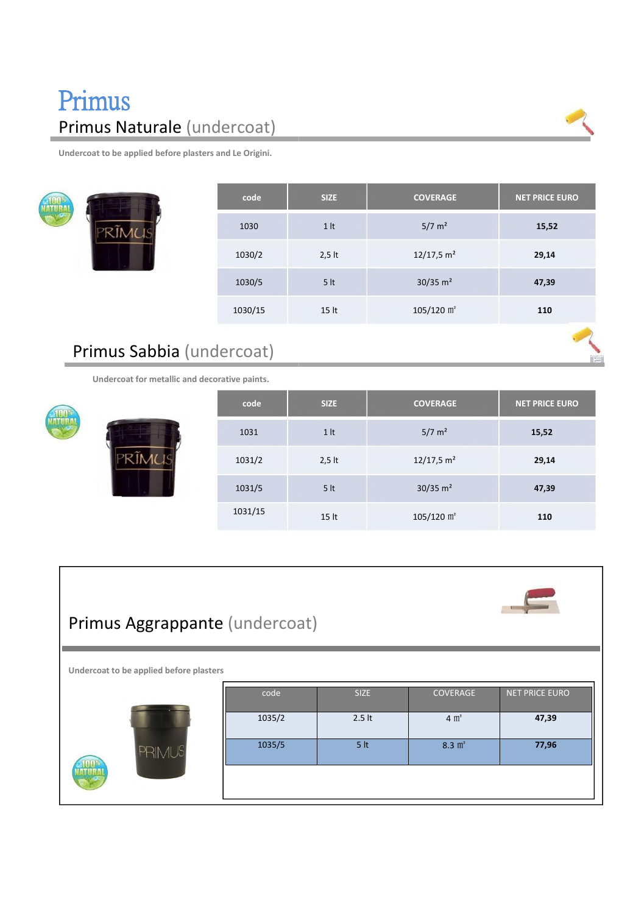# Primus

## Primus Naturale (undercoat)

Undercoat to be applied before plasters and Le Origini.

| code | SIZE | COVERAGE | NET PRICE EURO |
|---|---|---|---|
| 1030 | 1 lt | 5/7 m² | **15,52** |
| 1030/2 | 2,5 lt | 12/17,5 m² | **29,14** |
| 1030/5 | 5 lt | 30/35 m² | **47,39** |
| 1030/15 | 15 lt | 105/120 ㎡ | **110** |

## Primus Sabbia (undercoat)

Undercoat for metallic and decorative paints.

| code | SIZE | COVERAGE | NET PRICE EURO |
|---|---|---|---|
| 1031 | 1 lt | 5/7 m² | **15,52** |
| 1031/2 | 2,5 lt | 12/17,5 m² | **29,14** |
| 1031/5 | 5 lt | 30/35 m² | **47,39** |
| 1031/15 | 15 lt | 105/120 ㎡ | **110** |

## Primus Aggrappante (undercoat)

Undercoat to be applied before plasters

| code | SIZE | COVERAGE | NET PRICE EURO |
|---|---|---|---|
| 1035/2 | 2.5 lt | 4 ㎡ | **47,39** |
| 1035/5 | 5 lt | 8.3 ㎡ | **77,96** |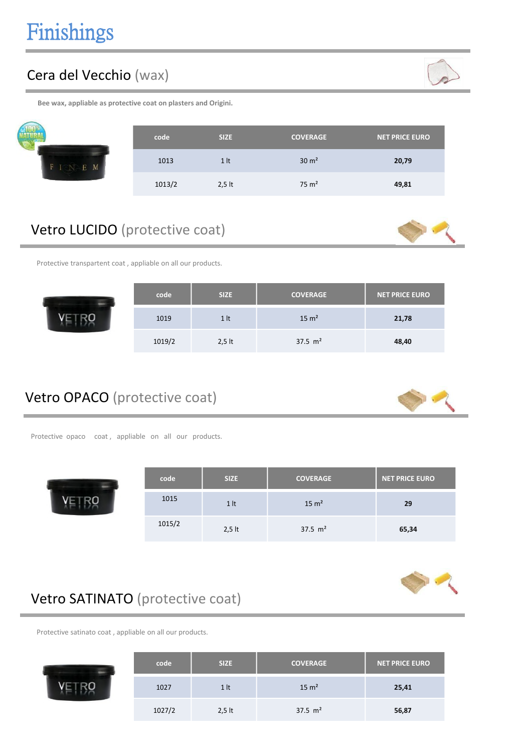# Finishings

## Cera del Vecchio (wax)

**Bee wax, appliable as protective coat on plasters and Origini.**

| code | SIZE | COVERAGE | NET PRICE EURO |
|---|---|---|---|
| 1013 | 1 lt | 30 m² | **20,79** |
| 1013/2 | 2,5 lt | 75 m² | **49,81** |

## Vetro LUCIDO (protective coat)

Protective transpartent coat , appliable on all our products.

| code | SIZE | COVERAGE | NET PRICE EURO |
|---|---|---|---|
| 1019 | 1 lt | 15 m² | **21,78** |
| 1019/2 | 2,5 lt | 37.5 m² | **48,40** |

## Vetro OPACO (protective coat)

Protective opaco coat , appliable on all our products.

| code | SIZE | COVERAGE | NET PRICE EURO |
|---|---|---|---|
| 1015 | 1 lt | 15 m² | **29** |
| 1015/2 | 2,5 lt | 37.5 m² | **65,34** |

## Vetro SATINATO (protective coat)

Protective satinato coat , appliable on all our products.

| code | SIZE | COVERAGE | NET PRICE EURO |
|---|---|---|---|
| 1027 | 1 lt | 15 m² | **25,41** |
| 1027/2 | 2,5 lt | 37.5 m² | **56,87** |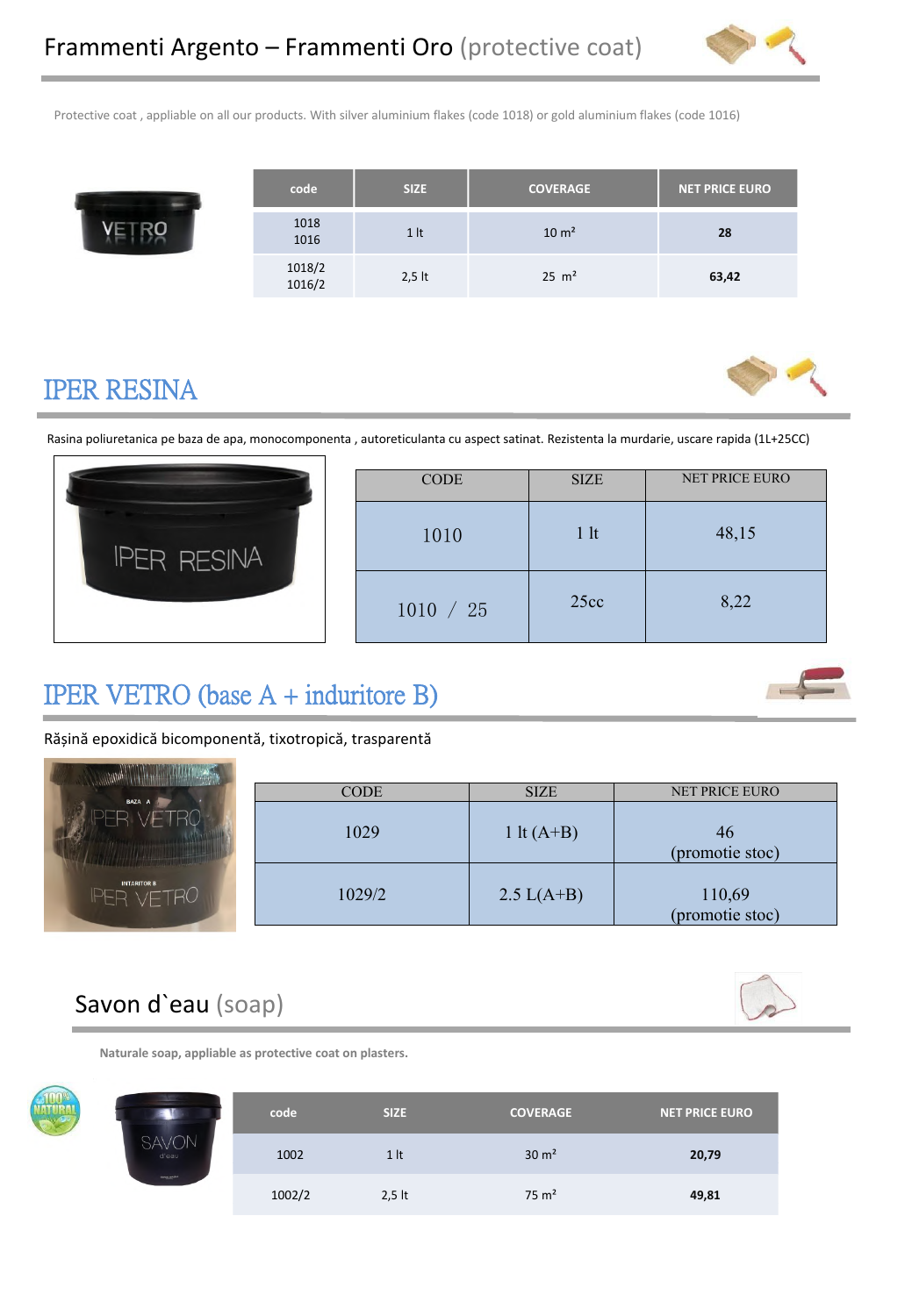## Frammenti Argento – Frammenti Oro (protective coat)

Protective coat , appliable on all our products. With silver aluminium flakes (code 1018) or gold aluminium flakes (code 1016)

| code | SIZE | COVERAGE | NET PRICE EURO |
|---|---|---|---|
| 1018<br>1016 | 1 lt | 10 m² | **28** |
| 1018/2<br>1016/2 | 2,5 lt | 25 m² | **63,42** |

## IPER RESINA

Rasina poliuretanica pe baza de apa, monocomponenta , autoreticulanta cu aspect satinat. Rezistenta la murdarie, uscare rapida (1L+25CC)

| CODE | SIZE | NET PRICE EURO |
|---|---|---|
| 1010 | 1 lt | 48,15 |
| 1010 / 25 | 25cc | 8,22 |

## IPER VETRO (base A + induritore B)

Rășină epoxidică bicomponentă, tixotropică, trasparentă

| CODE | SIZE | NET PRICE EURO |
|---|---|---|
| 1029 | 1 lt (A+B) | 46<br>(promotie stoc) |
| 1029/2 | 2.5 L(A+B) | 110,69<br>(promotie stoc) |

## Savon d`eau (soap)

**Naturale soap, appliable as protective coat on plasters.**

| code | SIZE | COVERAGE | NET PRICE EURO |
|---|---|---|---|
| 1002 | 1 lt | 30 m² | **20,79** |
| 1002/2 | 2,5 lt | 75 m² | **49,81** |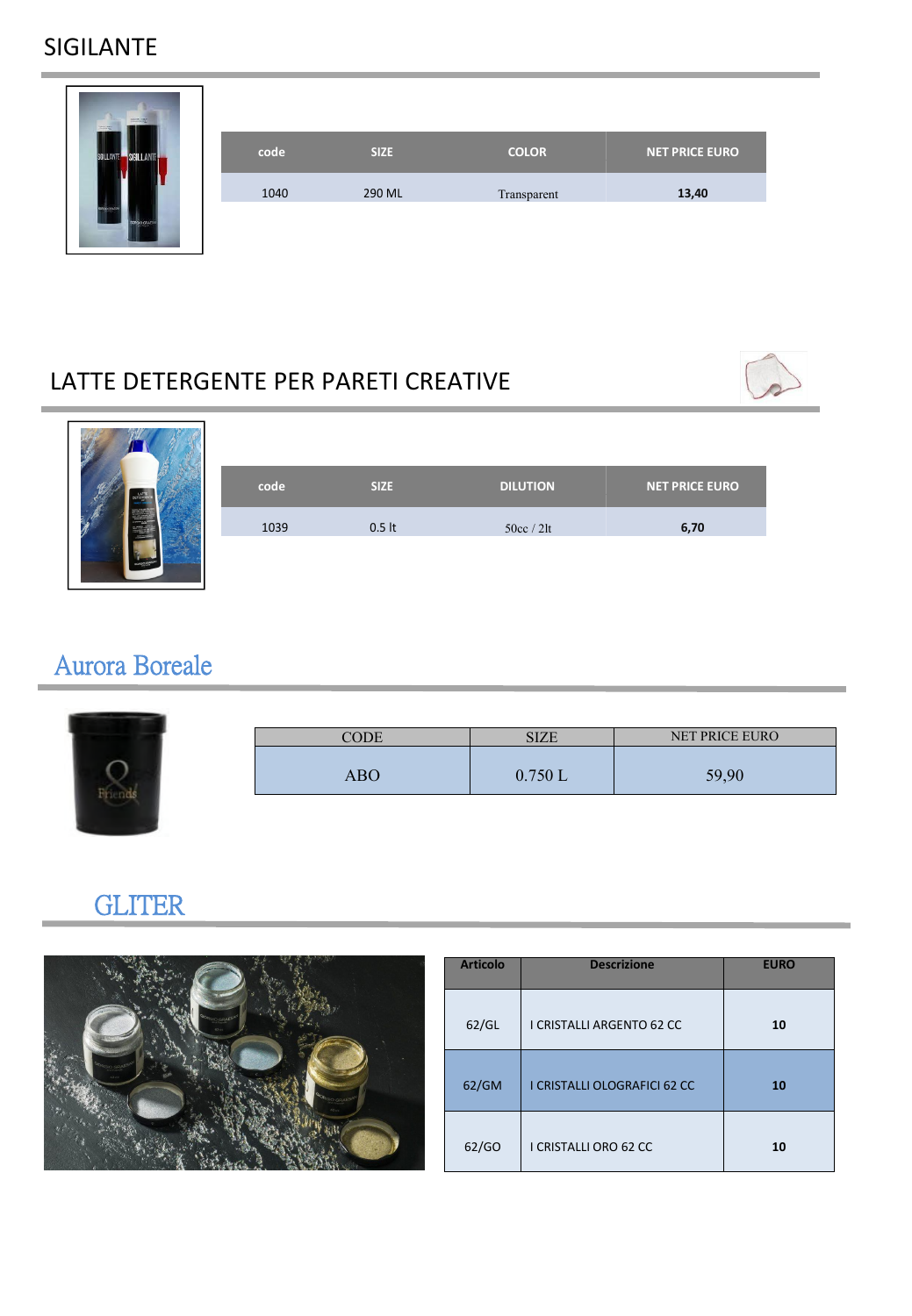## SIGILANTE

| code | SIZE | COLOR | NET PRICE EURO |
|---|---|---|---|
| 1040 | 290 ML | Transparent | **13,40** |

## LATTE DETERGENTE PER PARETI CREATIVE

| code | SIZE | DILUTION | NET PRICE EURO |
|---|---|---|---|
| 1039 | 0.5 lt | 50cc / 2lt | **6,70** |

## Aurora Boreale

| CODE | SIZE | NET PRICE EURO |
|---|---|---|
| ABO | 0.750 L | 59,90 |

## GLITER

| Articolo | Descrizione | EURO |
|---|---|---|
| 62/GL | I CRISTALLI ARGENTO 62 CC | **10** |
| 62/GM | I CRISTALLI OLOGRAFICI 62 CC | **10** |
| 62/GO | I CRISTALLI ORO 62 CC | **10** |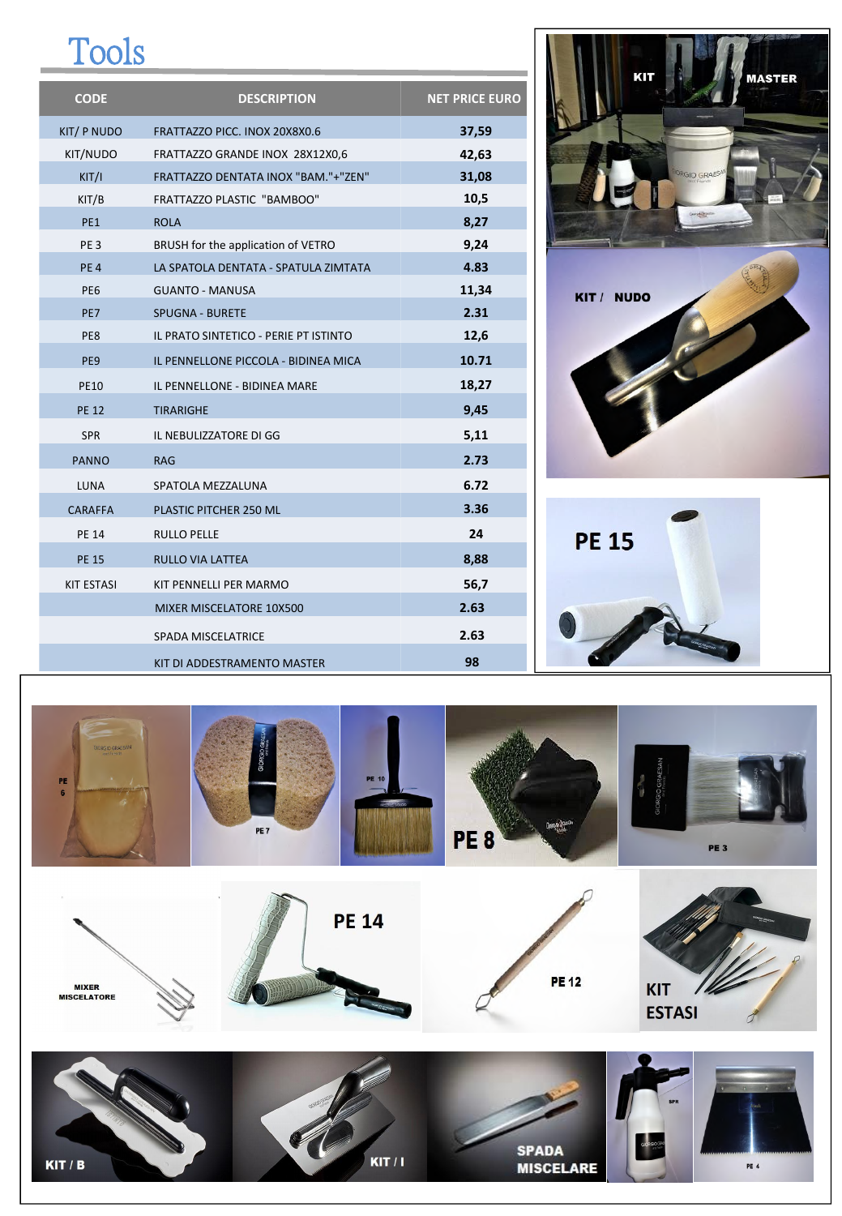# Tools

| CODE | DESCRIPTION | NET PRICE EURO |
|---|---|---|
| KIT/ P NUDO | FRATTAZZO PICC. INOX 20X8X0.6 | 37,59 |
| KIT/NUDO | FRATTAZZO GRANDE INOX 28X12X0,6 | 42,63 |
| KIT/I | FRATTAZZO DENTATA INOX "BAM."+"ZEN" | 31,08 |
| KIT/B | FRATTAZZO PLASTIC "BAMBOO" | 10,5 |
| PE1 | ROLA | 8,27 |
| PE 3 | BRUSH for the application of VETRO | 9,24 |
| PE 4 | LA SPATOLA DENTATA - SPATULA ZIMTATA | 4.83 |
| PE6 | GUANTO - MANUSA | 11,34 |
| PE7 | SPUGNA - BURETE | 2.31 |
| PE8 | IL PRATO SINTETICO - PERIE PT ISTINTO | 12,6 |
| PE9 | IL PENNELLONE PICCOLA - BIDINEA MICA | 10.71 |
| PE10 | IL PENNELLONE - BIDINEA MARE | 18,27 |
| PE 12 | TIRARIGHE | 9,45 |
| SPR | IL NEBULIZZATORE DI GG | 5,11 |
| PANNO | RAG | 2.73 |
| LUNA | SPATOLA MEZZALUNA | 6.72 |
| CARAFFA | PLASTIC PITCHER 250 ML | 3.36 |
| PE 14 | RULLO PELLE | 24 |
| PE 15 | RULLO VIA LATTEA | 8,88 |
| KIT ESTASI | KIT PENNELLI PER MARMO | 56,7 |
| | MIXER MISCELATORE 10X500 | 2.63 |
| | SPADA MISCELATRICE | 2.63 |
| | KIT DI ADDESTRAMENTO MASTER | 98 |

KIT MASTER

KIT / NUDO

PE 15

PE 6

PE 7

PE 10

PE 8

PE 3

MIXER MISCELATORE

PE 14

PE 12

KIT ESTASI

KIT / B

KIT / I

SPADA MISCELARE

SPR

PE 4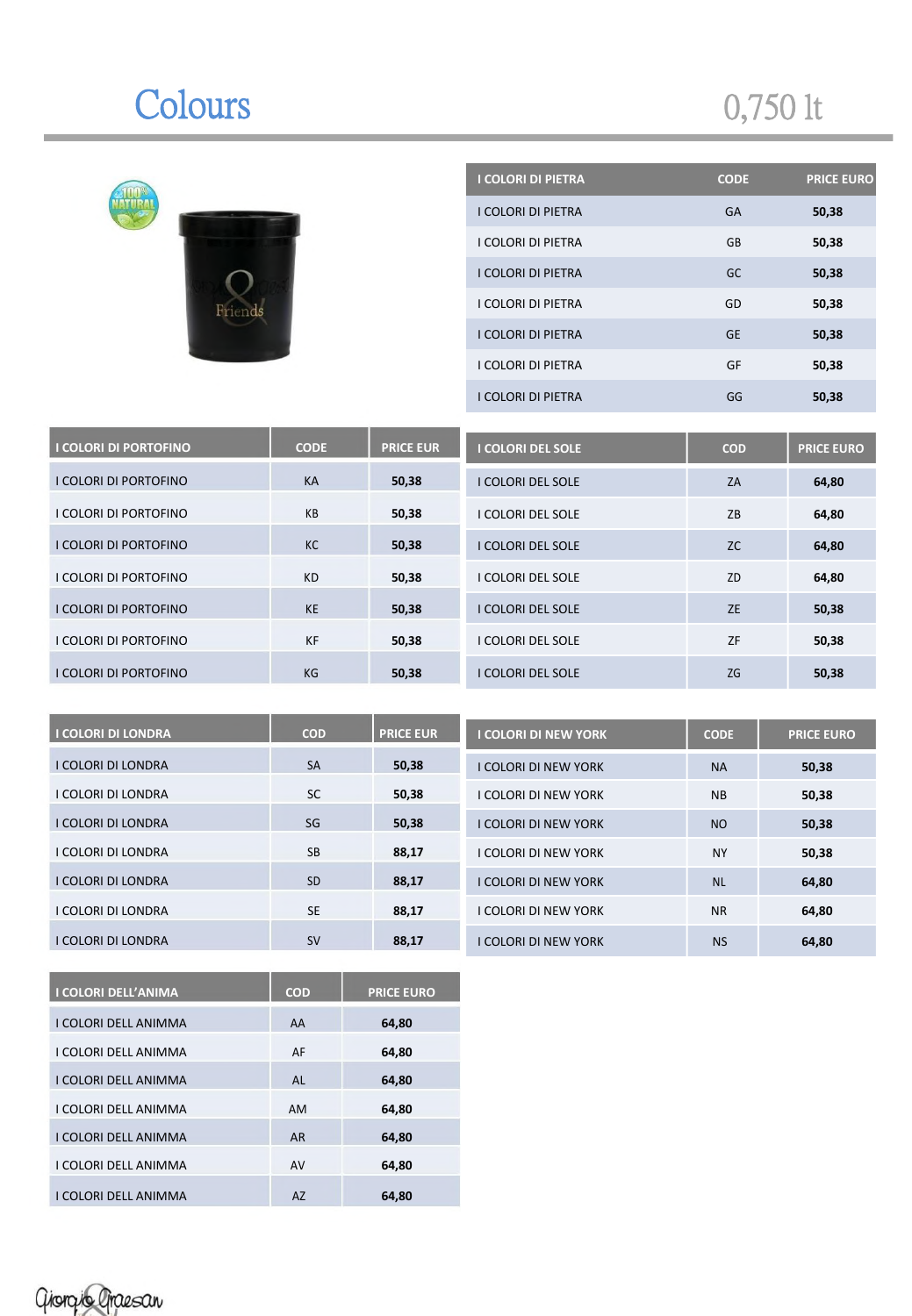# Colours

0,750 lt

| I COLORI DI PIETRA | CODE | PRICE EURO |
|---|---|---|
| I COLORI DI PIETRA | GA | 50,38 |
| I COLORI DI PIETRA | GB | 50,38 |
| I COLORI DI PIETRA | GC | 50,38 |
| I COLORI DI PIETRA | GD | 50,38 |
| I COLORI DI PIETRA | GE | 50,38 |
| I COLORI DI PIETRA | GF | 50,38 |
| I COLORI DI PIETRA | GG | 50,38 |

| I COLORI DI PORTOFINO | CODE | PRICE EUR |
|---|---|---|
| I COLORI DI PORTOFINO | KA | 50,38 |
| I COLORI DI PORTOFINO | KB | 50,38 |
| I COLORI DI PORTOFINO | KC | 50,38 |
| I COLORI DI PORTOFINO | KD | 50,38 |
| I COLORI DI PORTOFINO | KE | 50,38 |
| I COLORI DI PORTOFINO | KF | 50,38 |
| I COLORI DI PORTOFINO | KG | 50,38 |

| I COLORI DEL SOLE | COD | PRICE EURO |
|---|---|---|
| I COLORI DEL SOLE | ZA | 64,80 |
| I COLORI DEL SOLE | ZB | 64,80 |
| I COLORI DEL SOLE | ZC | 64,80 |
| I COLORI DEL SOLE | ZD | 64,80 |
| I COLORI DEL SOLE | ZE | 50,38 |
| I COLORI DEL SOLE | ZF | 50,38 |
| I COLORI DEL SOLE | ZG | 50,38 |

| I COLORI DI LONDRA | COD | PRICE EUR |
|---|---|---|
| I COLORI DI LONDRA | SA | 50,38 |
| I COLORI DI LONDRA | SC | 50,38 |
| I COLORI DI LONDRA | SG | 50,38 |
| I COLORI DI LONDRA | SB | 88,17 |
| I COLORI DI LONDRA | SD | 88,17 |
| I COLORI DI LONDRA | SE | 88,17 |
| I COLORI DI LONDRA | SV | 88,17 |

| I COLORI DI NEW YORK | CODE | PRICE EURO |
|---|---|---|
| I COLORI DI NEW YORK | NA | 50,38 |
| I COLORI DI NEW YORK | NB | 50,38 |
| I COLORI DI NEW YORK | NO | 50,38 |
| I COLORI DI NEW YORK | NY | 50,38 |
| I COLORI DI NEW YORK | NL | 64,80 |
| I COLORI DI NEW YORK | NR | 64,80 |
| I COLORI DI NEW YORK | NS | 64,80 |

| I COLORI DELL'ANIMA | COD | PRICE EURO |
|---|---|---|
| I COLORI DELL ANIMMA | AA | 64,80 |
| I COLORI DELL ANIMMA | AF | 64,80 |
| I COLORI DELL ANIMMA | AL | 64,80 |
| I COLORI DELL ANIMMA | AM | 64,80 |
| I COLORI DELL ANIMMA | AR | 64,80 |
| I COLORI DELL ANIMMA | AV | 64,80 |
| I COLORI DELL ANIMMA | AZ | 64,80 |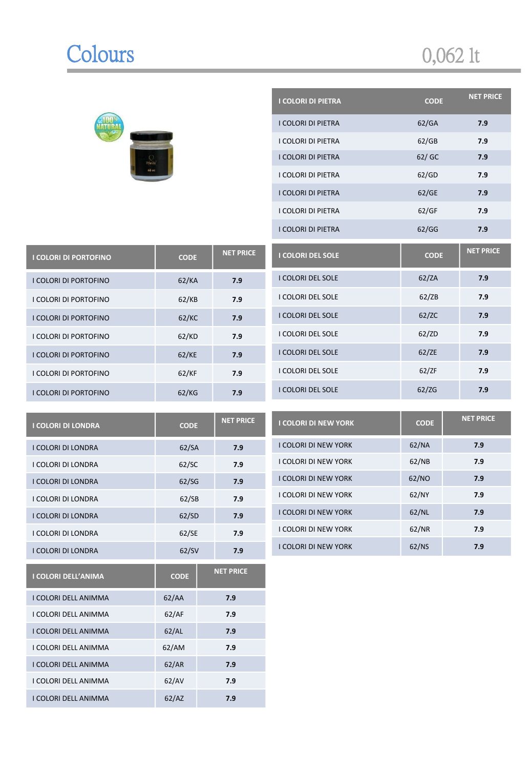# Colours

0,062 lt

| I COLORI DI PIETRA | CODE | NET PRICE |
|---|---|---|
| I COLORI DI PIETRA | 62/GA | 7.9 |
| I COLORI DI PIETRA | 62/GB | 7.9 |
| I COLORI DI PIETRA | 62/ GC | 7.9 |
| I COLORI DI PIETRA | 62/GD | 7.9 |
| I COLORI DI PIETRA | 62/GE | 7.9 |
| I COLORI DI PIETRA | 62/GF | 7.9 |
| I COLORI DI PIETRA | 62/GG | 7.9 |

| I COLORI DI PORTOFINO | CODE | NET PRICE |
|---|---|---|
| I COLORI DI PORTOFINO | 62/KA | 7.9 |
| I COLORI DI PORTOFINO | 62/KB | 7.9 |
| I COLORI DI PORTOFINO | 62/KC | 7.9 |
| I COLORI DI PORTOFINO | 62/KD | 7.9 |
| I COLORI DI PORTOFINO | 62/KE | 7.9 |
| I COLORI DI PORTOFINO | 62/KF | 7.9 |
| I COLORI DI PORTOFINO | 62/KG | 7.9 |

| I COLORI DI LONDRA | CODE | NET PRICE |
|---|---|---|
| I COLORI DI LONDRA | 62/SA | 7.9 |
| I COLORI DI LONDRA | 62/SC | 7.9 |
| I COLORI DI LONDRA | 62/SG | 7.9 |
| I COLORI DI LONDRA | 62/SB | 7.9 |
| I COLORI DI LONDRA | 62/SD | 7.9 |
| I COLORI DI LONDRA | 62/SE | 7.9 |
| I COLORI DI LONDRA | 62/SV | 7.9 |

| I COLORI DELL'ANIMA | CODE | NET PRICE |
|---|---|---|
| I COLORI DELL ANIMMA | 62/AA | 7.9 |
| I COLORI DELL ANIMMA | 62/AF | 7.9 |
| I COLORI DELL ANIMMA | 62/AL | 7.9 |
| I COLORI DELL ANIMMA | 62/AM | 7.9 |
| I COLORI DELL ANIMMA | 62/AR | 7.9 |
| I COLORI DELL ANIMMA | 62/AV | 7.9 |
| I COLORI DELL ANIMMA | 62/AZ | 7.9 |

| I COLORI DEL SOLE | CODE | NET PRICE |
|---|---|---|
| I COLORI DEL SOLE | 62/ZA | 7.9 |
| I COLORI DEL SOLE | 62/ZB | 7.9 |
| I COLORI DEL SOLE | 62/ZC | 7.9 |
| I COLORI DEL SOLE | 62/ZD | 7.9 |
| I COLORI DEL SOLE | 62/ZE | 7.9 |
| I COLORI DEL SOLE | 62/ZF | 7.9 |
| I COLORI DEL SOLE | 62/ZG | 7.9 |

| I COLORI DI NEW YORK | CODE | NET PRICE |
|---|---|---|
| I COLORI DI NEW YORK | 62/NA | 7.9 |
| I COLORI DI NEW YORK | 62/NB | 7.9 |
| I COLORI DI NEW YORK | 62/NO | 7.9 |
| I COLORI DI NEW YORK | 62/NY | 7.9 |
| I COLORI DI NEW YORK | 62/NL | 7.9 |
| I COLORI DI NEW YORK | 62/NR | 7.9 |
| I COLORI DI NEW YORK | 62/NS | 7.9 |